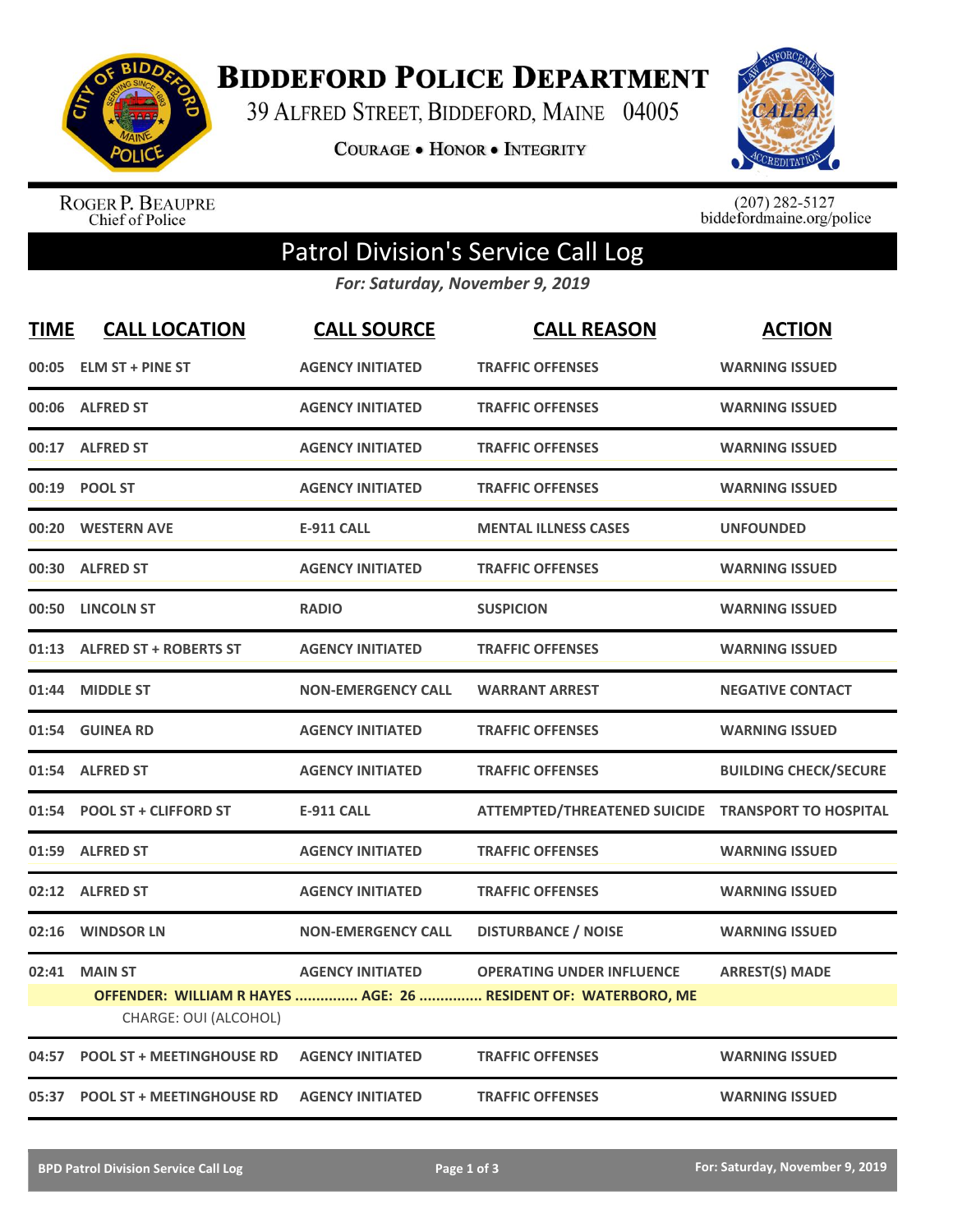# Biddeford Police Department

39 Alfred Street, Biddeford, Maine 04005

Courage • Honor • Integrity

Roger P. Beaupre
Chief of Police

(207) 282-5127
biddefordmaine.org/police

## Patrol Division's Service Call Log

*For: Saturday, November 9, 2019*

| TIME | CALL LOCATION | CALL SOURCE | CALL REASON | ACTION |
|---|---|---|---|---|
| 00:05 | ELM ST + PINE ST | AGENCY INITIATED | TRAFFIC OFFENSES | WARNING ISSUED |
| 00:06 | ALFRED ST | AGENCY INITIATED | TRAFFIC OFFENSES | WARNING ISSUED |
| 00:17 | ALFRED ST | AGENCY INITIATED | TRAFFIC OFFENSES | WARNING ISSUED |
| 00:19 | POOL ST | AGENCY INITIATED | TRAFFIC OFFENSES | WARNING ISSUED |
| 00:20 | WESTERN AVE | E-911 CALL | MENTAL ILLNESS CASES | UNFOUNDED |
| 00:30 | ALFRED ST | AGENCY INITIATED | TRAFFIC OFFENSES | WARNING ISSUED |
| 00:50 | LINCOLN ST | RADIO | SUSPICION | WARNING ISSUED |
| 01:13 | ALFRED ST + ROBERTS ST | AGENCY INITIATED | TRAFFIC OFFENSES | WARNING ISSUED |
| 01:44 | MIDDLE ST | NON-EMERGENCY CALL | WARRANT ARREST | NEGATIVE CONTACT |
| 01:54 | GUINEA RD | AGENCY INITIATED | TRAFFIC OFFENSES | WARNING ISSUED |
| 01:54 | ALFRED ST | AGENCY INITIATED | TRAFFIC OFFENSES | BUILDING CHECK/SECURE |
| 01:54 | POOL ST + CLIFFORD ST | E-911 CALL | ATTEMPTED/THREATENED SUICIDE | TRANSPORT TO HOSPITAL |
| 01:59 | ALFRED ST | AGENCY INITIATED | TRAFFIC OFFENSES | WARNING ISSUED |
| 02:12 | ALFRED ST | AGENCY INITIATED | TRAFFIC OFFENSES | WARNING ISSUED |
| 02:16 | WINDSOR LN | NON-EMERGENCY CALL | DISTURBANCE / NOISE | WARNING ISSUED |
| 02:41 | MAIN ST | AGENCY INITIATED | OPERATING UNDER INFLUENCE | ARREST(S) MADE |
| | OFFENDER: WILLIAM R HAYES ............... AGE: 26 ............... RESIDENT OF: WATERBORO, ME | | | |
| | CHARGE: OUI (ALCOHOL) | | | |
| 04:57 | POOL ST + MEETINGHOUSE RD | AGENCY INITIATED | TRAFFIC OFFENSES | WARNING ISSUED |
| 05:37 | POOL ST + MEETINGHOUSE RD | AGENCY INITIATED | TRAFFIC OFFENSES | WARNING ISSUED |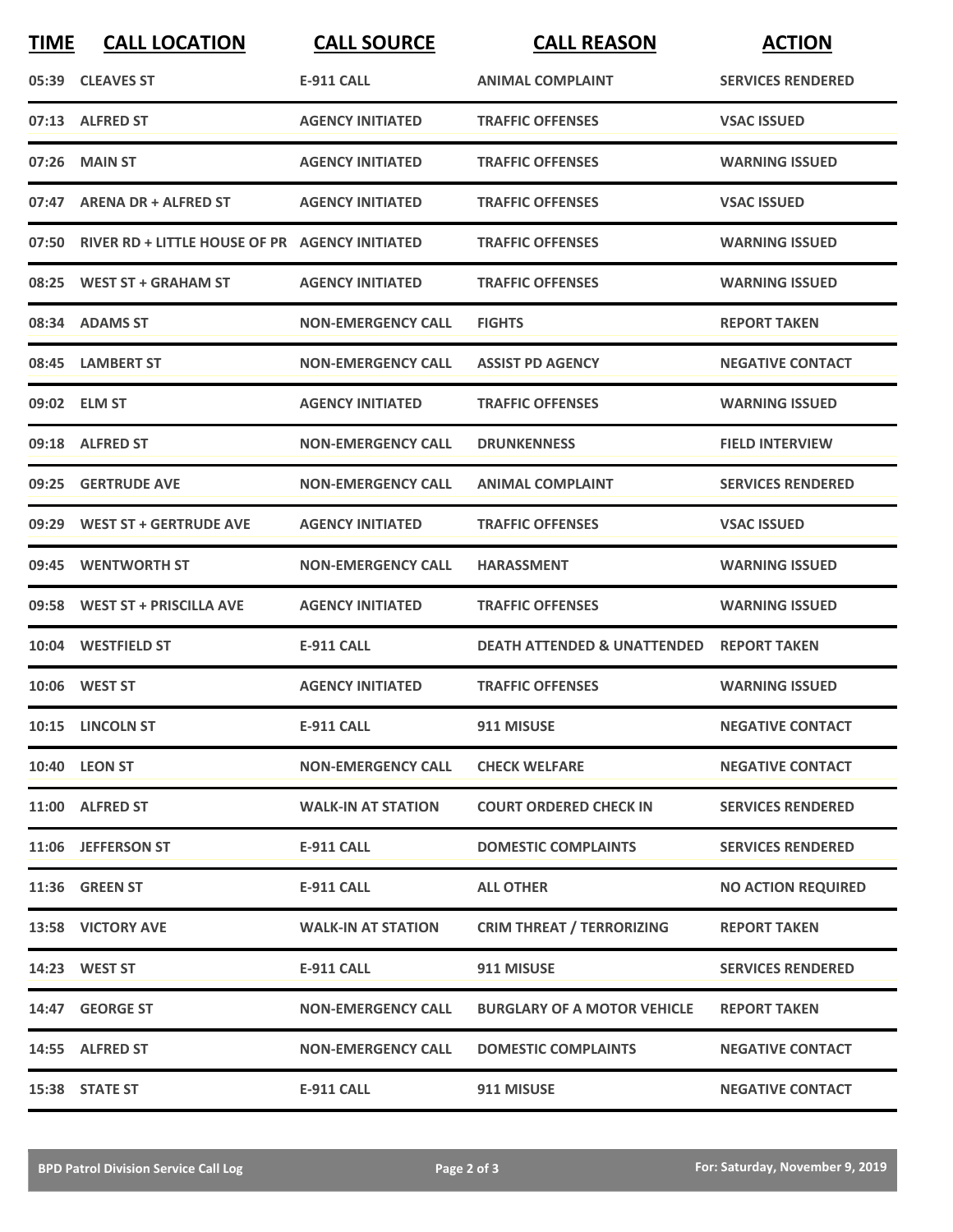| TIME | CALL LOCATION | CALL SOURCE | CALL REASON | ACTION |
|---|---|---|---|---|
| 05:39 | CLEAVES ST | E-911 CALL | ANIMAL COMPLAINT | SERVICES RENDERED |
| 07:13 | ALFRED ST | AGENCY INITIATED | TRAFFIC OFFENSES | VSAC ISSUED |
| 07:26 | MAIN ST | AGENCY INITIATED | TRAFFIC OFFENSES | WARNING ISSUED |
| 07:47 | ARENA DR + ALFRED ST | AGENCY INITIATED | TRAFFIC OFFENSES | VSAC ISSUED |
| 07:50 | RIVER RD + LITTLE HOUSE OF PR | AGENCY INITIATED | TRAFFIC OFFENSES | WARNING ISSUED |
| 08:25 | WEST ST + GRAHAM ST | AGENCY INITIATED | TRAFFIC OFFENSES | WARNING ISSUED |
| 08:34 | ADAMS ST | NON-EMERGENCY CALL | FIGHTS | REPORT TAKEN |
| 08:45 | LAMBERT ST | NON-EMERGENCY CALL | ASSIST PD AGENCY | NEGATIVE CONTACT |
| 09:02 | ELM ST | AGENCY INITIATED | TRAFFIC OFFENSES | WARNING ISSUED |
| 09:18 | ALFRED ST | NON-EMERGENCY CALL | DRUNKENNESS | FIELD INTERVIEW |
| 09:25 | GERTRUDE AVE | NON-EMERGENCY CALL | ANIMAL COMPLAINT | SERVICES RENDERED |
| 09:29 | WEST ST + GERTRUDE AVE | AGENCY INITIATED | TRAFFIC OFFENSES | VSAC ISSUED |
| 09:45 | WENTWORTH ST | NON-EMERGENCY CALL | HARASSMENT | WARNING ISSUED |
| 09:58 | WEST ST + PRISCILLA AVE | AGENCY INITIATED | TRAFFIC OFFENSES | WARNING ISSUED |
| 10:04 | WESTFIELD ST | E-911 CALL | DEATH ATTENDED & UNATTENDED | REPORT TAKEN |
| 10:06 | WEST ST | AGENCY INITIATED | TRAFFIC OFFENSES | WARNING ISSUED |
| 10:15 | LINCOLN ST | E-911 CALL | 911 MISUSE | NEGATIVE CONTACT |
| 10:40 | LEON ST | NON-EMERGENCY CALL | CHECK WELFARE | NEGATIVE CONTACT |
| 11:00 | ALFRED ST | WALK-IN AT STATION | COURT ORDERED CHECK IN | SERVICES RENDERED |
| 11:06 | JEFFERSON ST | E-911 CALL | DOMESTIC COMPLAINTS | SERVICES RENDERED |
| 11:36 | GREEN ST | E-911 CALL | ALL OTHER | NO ACTION REQUIRED |
| 13:58 | VICTORY AVE | WALK-IN AT STATION | CRIM THREAT / TERRORIZING | REPORT TAKEN |
| 14:23 | WEST ST | E-911 CALL | 911 MISUSE | SERVICES RENDERED |
| 14:47 | GEORGE ST | NON-EMERGENCY CALL | BURGLARY OF A MOTOR VEHICLE | REPORT TAKEN |
| 14:55 | ALFRED ST | NON-EMERGENCY CALL | DOMESTIC COMPLAINTS | NEGATIVE CONTACT |
| 15:38 | STATE ST | E-911 CALL | 911 MISUSE | NEGATIVE CONTACT |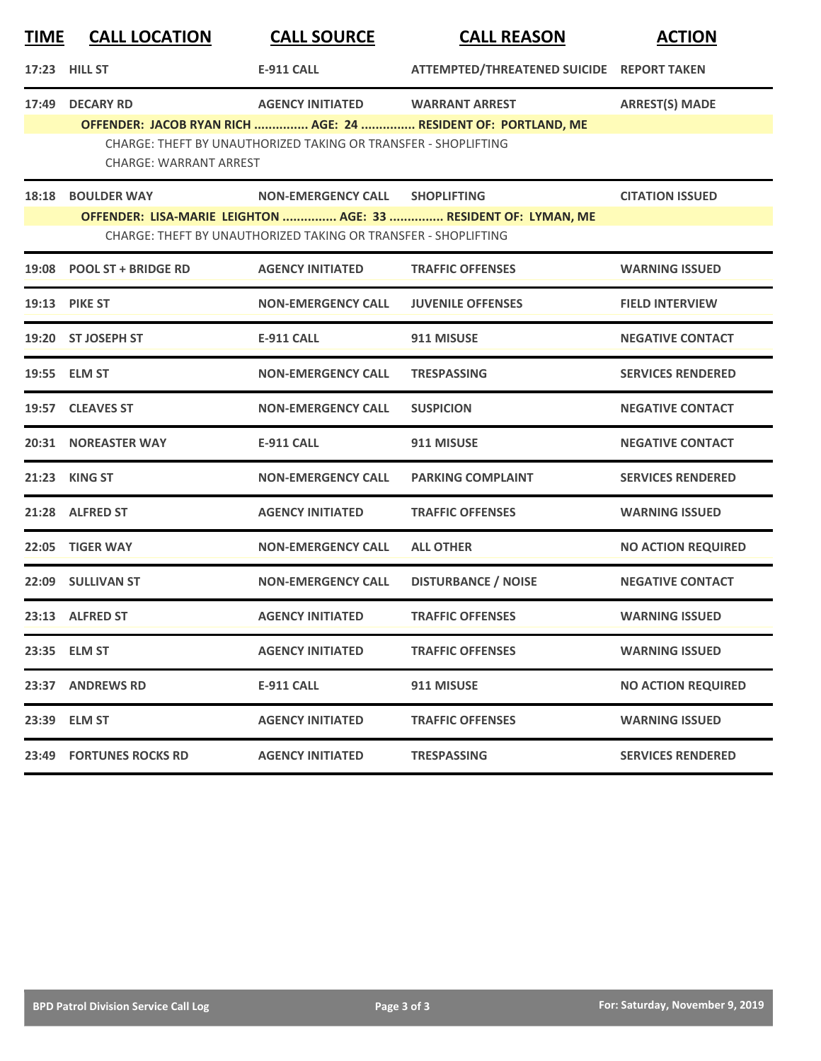| TIME | CALL LOCATION | CALL SOURCE | CALL REASON | ACTION |
|---|---|---|---|---|
| 17:23 | HILL ST | E-911 CALL | ATTEMPTED/THREATENED SUICIDE | REPORT TAKEN |
| 17:49 | DECARY RD | AGENCY INITIATED | WARRANT ARREST | ARREST(S) MADE |
| | OFFENDER: JACOB RYAN RICH ............... AGE: 24 ............... RESIDENT OF: PORTLAND, ME | | | |
| | CHARGE: THEFT BY UNAUTHORIZED TAKING OR TRANSFER - SHOPLIFTING | | | |
| | CHARGE: WARRANT ARREST | | | |
| 18:18 | BOULDER WAY | NON-EMERGENCY CALL | SHOPLIFTING | CITATION ISSUED |
| | OFFENDER: LISA-MARIE LEIGHTON ............... AGE: 33 ............... RESIDENT OF: LYMAN, ME | | | |
| | CHARGE: THEFT BY UNAUTHORIZED TAKING OR TRANSFER - SHOPLIFTING | | | |
| 19:08 | POOL ST + BRIDGE RD | AGENCY INITIATED | TRAFFIC OFFENSES | WARNING ISSUED |
| 19:13 | PIKE ST | NON-EMERGENCY CALL | JUVENILE OFFENSES | FIELD INTERVIEW |
| 19:20 | ST JOSEPH ST | E-911 CALL | 911 MISUSE | NEGATIVE CONTACT |
| 19:55 | ELM ST | NON-EMERGENCY CALL | TRESPASSING | SERVICES RENDERED |
| 19:57 | CLEAVES ST | NON-EMERGENCY CALL | SUSPICION | NEGATIVE CONTACT |
| 20:31 | NOREASTER WAY | E-911 CALL | 911 MISUSE | NEGATIVE CONTACT |
| 21:23 | KING ST | NON-EMERGENCY CALL | PARKING COMPLAINT | SERVICES RENDERED |
| 21:28 | ALFRED ST | AGENCY INITIATED | TRAFFIC OFFENSES | WARNING ISSUED |
| 22:05 | TIGER WAY | NON-EMERGENCY CALL | ALL OTHER | NO ACTION REQUIRED |
| 22:09 | SULLIVAN ST | NON-EMERGENCY CALL | DISTURBANCE / NOISE | NEGATIVE CONTACT |
| 23:13 | ALFRED ST | AGENCY INITIATED | TRAFFIC OFFENSES | WARNING ISSUED |
| 23:35 | ELM ST | AGENCY INITIATED | TRAFFIC OFFENSES | WARNING ISSUED |
| 23:37 | ANDREWS RD | E-911 CALL | 911 MISUSE | NO ACTION REQUIRED |
| 23:39 | ELM ST | AGENCY INITIATED | TRAFFIC OFFENSES | WARNING ISSUED |
| 23:49 | FORTUNES ROCKS RD | AGENCY INITIATED | TRESPASSING | SERVICES RENDERED |